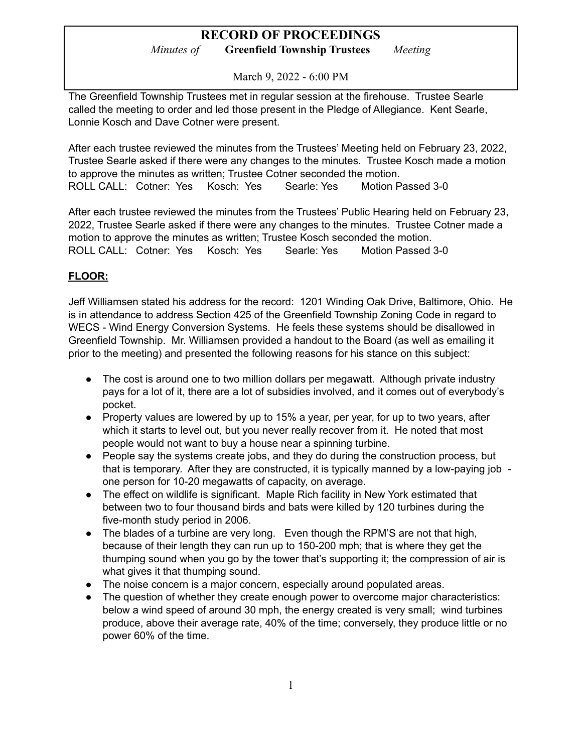# RECORD OF PROCEEDINGS

*Minutes of* **Greenfield Township Trustees** *Meeting*

March 9, 2022 - 6:00 PM

The Greenfield Township Trustees met in regular session at the firehouse. Trustee Searle called the meeting to order and led those present in the Pledge of Allegiance. Kent Searle, Lonnie Kosch and Dave Cotner were present.

After each trustee reviewed the minutes from the Trustees' Meeting held on February 23, 2022, Trustee Searle asked if there were any changes to the minutes. Trustee Kosch made a motion to approve the minutes as written; Trustee Cotner seconded the motion.
ROLL CALL: Cotner: Yes Kosch: Yes Searle: Yes Motion Passed 3-0

After each trustee reviewed the minutes from the Trustees' Public Hearing held on February 23, 2022, Trustee Searle asked if there were any changes to the minutes. Trustee Cotner made a motion to approve the minutes as written; Trustee Kosch seconded the motion.
ROLL CALL: Cotner: Yes Kosch: Yes Searle: Yes Motion Passed 3-0

## FLOOR:

Jeff Williamsen stated his address for the record: 1201 Winding Oak Drive, Baltimore, Ohio. He is in attendance to address Section 425 of the Greenfield Township Zoning Code in regard to WECS - Wind Energy Conversion Systems. He feels these systems should be disallowed in Greenfield Township. Mr. Williamsen provided a handout to the Board (as well as emailing it prior to the meeting) and presented the following reasons for his stance on this subject:

- The cost is around one to two million dollars per megawatt. Although private industry pays for a lot of it, there are a lot of subsidies involved, and it comes out of everybody's pocket.
- Property values are lowered by up to 15% a year, per year, for up to two years, after which it starts to level out, but you never really recover from it. He noted that most people would not want to buy a house near a spinning turbine.
- People say the systems create jobs, and they do during the construction process, but that is temporary. After they are constructed, it is typically manned by a low-paying job - one person for 10-20 megawatts of capacity, on average.
- The effect on wildlife is significant. Maple Rich facility in New York estimated that between two to four thousand birds and bats were killed by 120 turbines during the five-month study period in 2006.
- The blades of a turbine are very long. Even though the RPM'S are not that high, because of their length they can run up to 150-200 mph; that is where they get the thumping sound when you go by the tower that's supporting it; the compression of air is what gives it that thumping sound.
- The noise concern is a major concern, especially around populated areas.
- The question of whether they create enough power to overcome major characteristics: below a wind speed of around 30 mph, the energy created is very small; wind turbines produce, above their average rate, 40% of the time; conversely, they produce little or no power 60% of the time.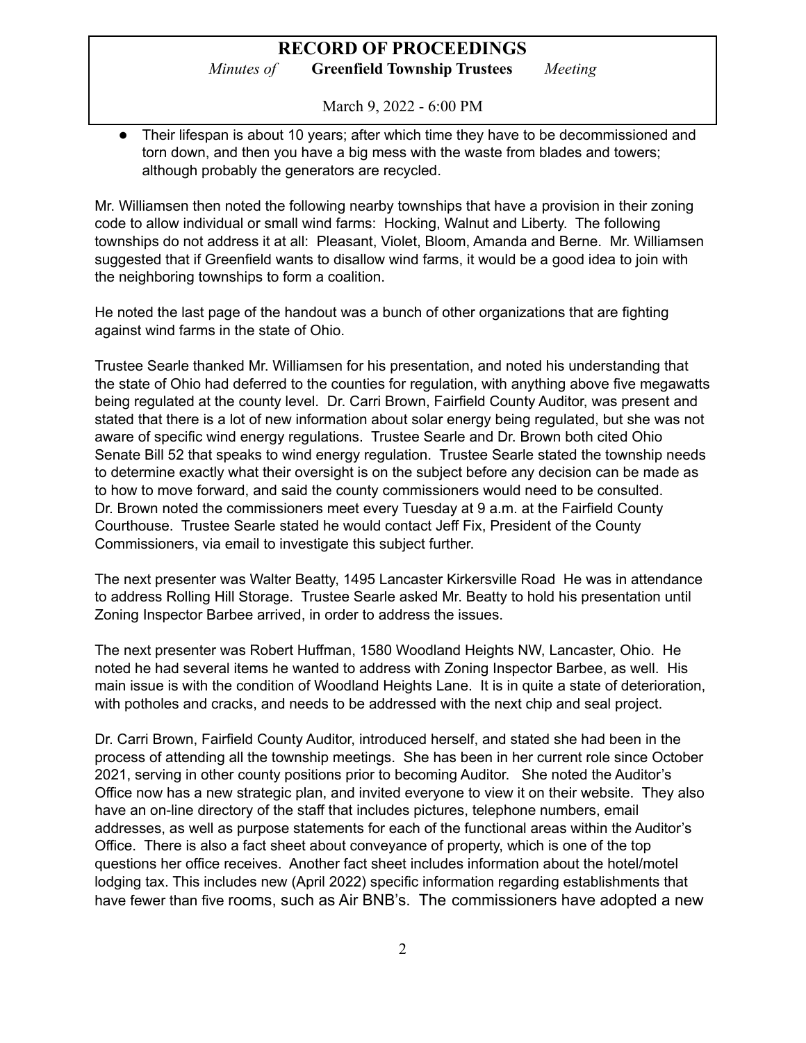- Their lifespan is about 10 years; after which time they have to be decommissioned and torn down, and then you have a big mess with the waste from blades and towers; although probably the generators are recycled.

Mr. Williamsen then noted the following nearby townships that have a provision in their zoning code to allow individual or small wind farms: Hocking, Walnut and Liberty. The following townships do not address it at all: Pleasant, Violet, Bloom, Amanda and Berne. Mr. Williamsen suggested that if Greenfield wants to disallow wind farms, it would be a good idea to join with the neighboring townships to form a coalition.

He noted the last page of the handout was a bunch of other organizations that are fighting against wind farms in the state of Ohio.

Trustee Searle thanked Mr. Williamsen for his presentation, and noted his understanding that the state of Ohio had deferred to the counties for regulation, with anything above five megawatts being regulated at the county level. Dr. Carri Brown, Fairfield County Auditor, was present and stated that there is a lot of new information about solar energy being regulated, but she was not aware of specific wind energy regulations. Trustee Searle and Dr. Brown both cited Ohio Senate Bill 52 that speaks to wind energy regulation. Trustee Searle stated the township needs to determine exactly what their oversight is on the subject before any decision can be made as to how to move forward, and said the county commissioners would need to be consulted. Dr. Brown noted the commissioners meet every Tuesday at 9 a.m. at the Fairfield County Courthouse. Trustee Searle stated he would contact Jeff Fix, President of the County Commissioners, via email to investigate this subject further.

The next presenter was Walter Beatty, 1495 Lancaster Kirkersville Road He was in attendance to address Rolling Hill Storage. Trustee Searle asked Mr. Beatty to hold his presentation until Zoning Inspector Barbee arrived, in order to address the issues.

The next presenter was Robert Huffman, 1580 Woodland Heights NW, Lancaster, Ohio. He noted he had several items he wanted to address with Zoning Inspector Barbee, as well. His main issue is with the condition of Woodland Heights Lane. It is in quite a state of deterioration, with potholes and cracks, and needs to be addressed with the next chip and seal project.

Dr. Carri Brown, Fairfield County Auditor, introduced herself, and stated she had been in the process of attending all the township meetings. She has been in her current role since October 2021, serving in other county positions prior to becoming Auditor. She noted the Auditor's Office now has a new strategic plan, and invited everyone to view it on their website. They also have an on-line directory of the staff that includes pictures, telephone numbers, email addresses, as well as purpose statements for each of the functional areas within the Auditor's Office. There is also a fact sheet about conveyance of property, which is one of the top questions her office receives. Another fact sheet includes information about the hotel/motel lodging tax. This includes new (April 2022) specific information regarding establishments that have fewer than five rooms, such as Air BNB's. The commissioners have adopted a new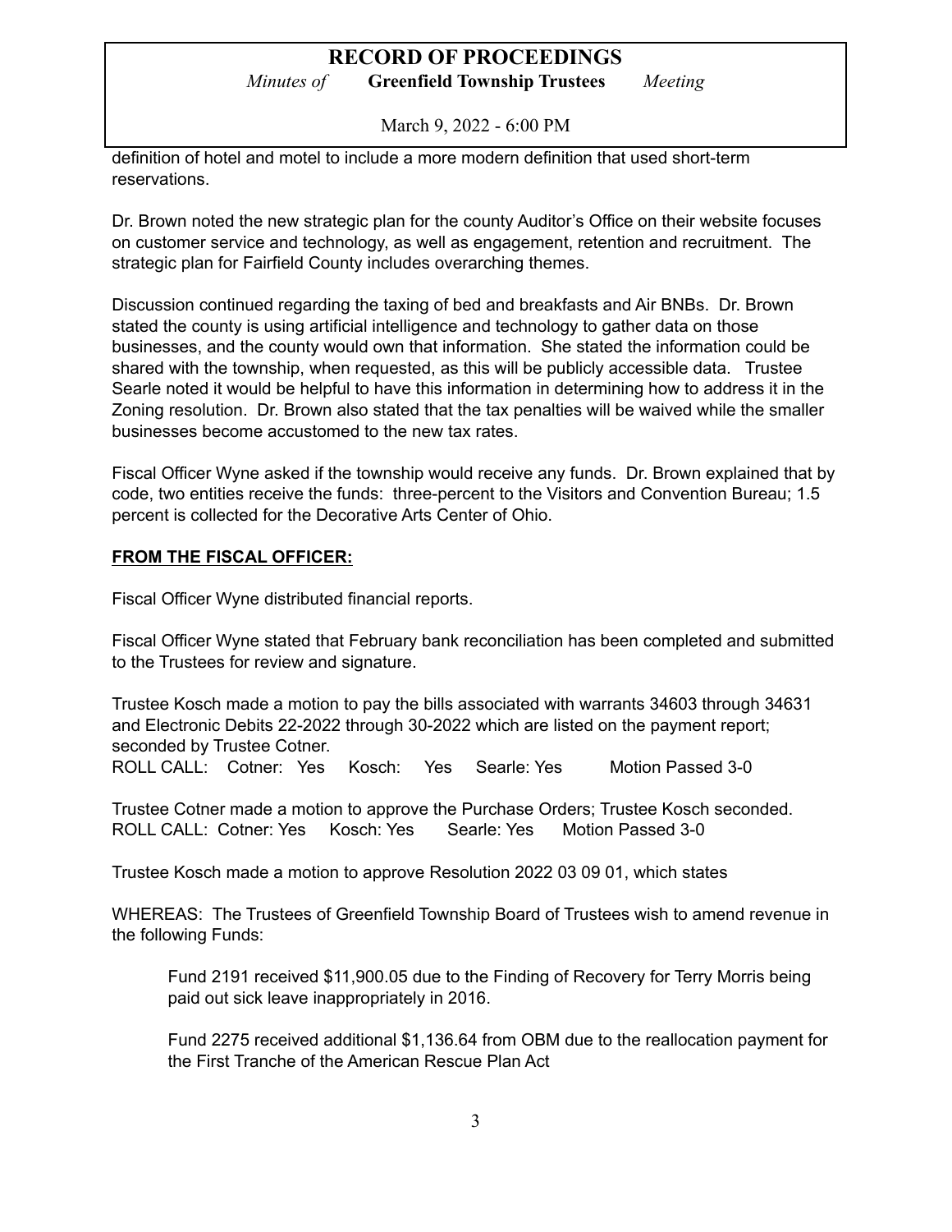definition of hotel and motel to include a more modern definition that used short-term reservations.

Dr. Brown noted the new strategic plan for the county Auditor's Office on their website focuses on customer service and technology, as well as engagement, retention and recruitment. The strategic plan for Fairfield County includes overarching themes.

Discussion continued regarding the taxing of bed and breakfasts and Air BNBs. Dr. Brown stated the county is using artificial intelligence and technology to gather data on those businesses, and the county would own that information. She stated the information could be shared with the township, when requested, as this will be publicly accessible data. Trustee Searle noted it would be helpful to have this information in determining how to address it in the Zoning resolution. Dr. Brown also stated that the tax penalties will be waived while the smaller businesses become accustomed to the new tax rates.

Fiscal Officer Wyne asked if the township would receive any funds. Dr. Brown explained that by code, two entities receive the funds: three-percent to the Visitors and Convention Bureau; 1.5 percent is collected for the Decorative Arts Center of Ohio.

**FROM THE FISCAL OFFICER:**

Fiscal Officer Wyne distributed financial reports.

Fiscal Officer Wyne stated that February bank reconciliation has been completed and submitted to the Trustees for review and signature.

Trustee Kosch made a motion to pay the bills associated with warrants 34603 through 34631 and Electronic Debits 22-2022 through 30-2022 which are listed on the payment report; seconded by Trustee Cotner.
ROLL CALL: Cotner: Yes Kosch: Yes Searle: Yes Motion Passed 3-0

Trustee Cotner made a motion to approve the Purchase Orders; Trustee Kosch seconded.
ROLL CALL: Cotner: Yes Kosch: Yes Searle: Yes Motion Passed 3-0

Trustee Kosch made a motion to approve Resolution 2022 03 09 01, which states

WHEREAS: The Trustees of Greenfield Township Board of Trustees wish to amend revenue in the following Funds:

> Fund 2191 received $11,900.05 due to the Finding of Recovery for Terry Morris being paid out sick leave inappropriately in 2016.
>
> Fund 2275 received additional $1,136.64 from OBM due to the reallocation payment for the First Tranche of the American Rescue Plan Act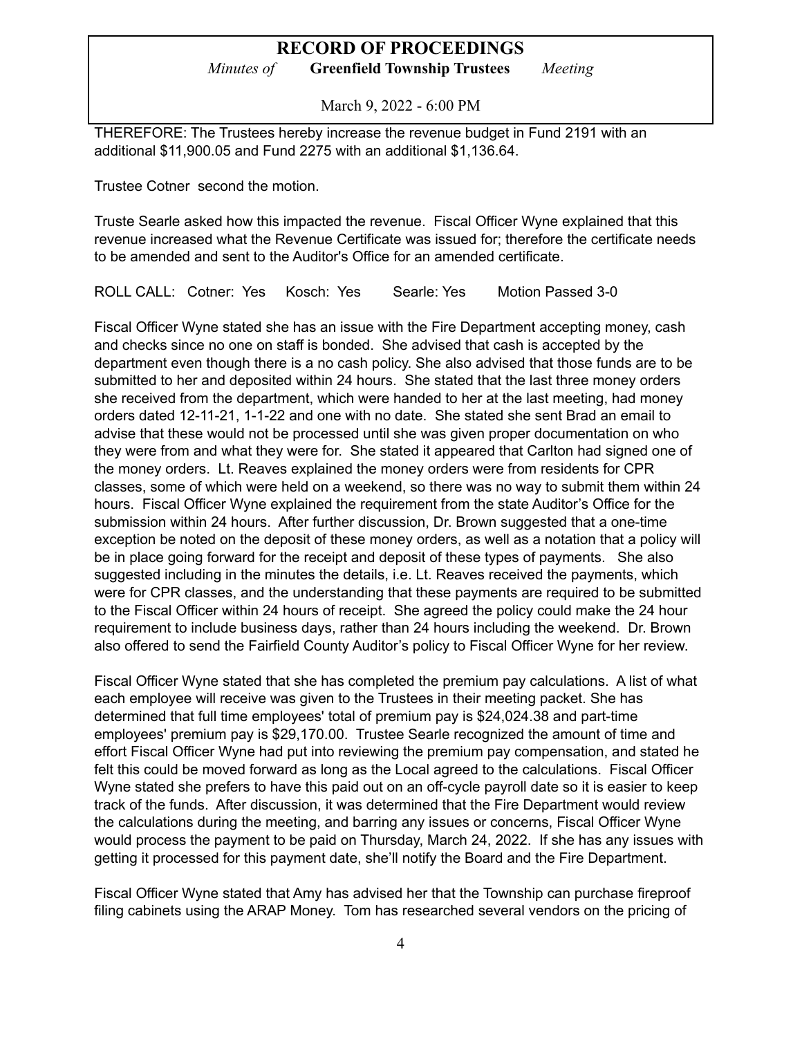THEREFORE: The Trustees hereby increase the revenue budget in Fund 2191 with an additional $11,900.05 and Fund 2275 with an additional $1,136.64.

Trustee Cotner  second the motion.

Truste Searle asked how this impacted the revenue.  Fiscal Officer Wyne explained that this revenue increased what the Revenue Certificate was issued for; therefore the certificate needs to be amended and sent to the Auditor's Office for an amended certificate.

ROLL CALL:   Cotner:  Yes     Kosch:  Yes       Searle: Yes        Motion Passed 3-0

Fiscal Officer Wyne stated she has an issue with the Fire Department accepting money, cash and checks since no one on staff is bonded.  She advised that cash is accepted by the department even though there is a no cash policy. She also advised that those funds are to be submitted to her and deposited within 24 hours.  She stated that the last three money orders she received from the department, which were handed to her at the last meeting, had money orders dated 12-11-21, 1-1-22 and one with no date.  She stated she sent Brad an email to advise that these would not be processed until she was given proper documentation on who they were from and what they were for.  She stated it appeared that Carlton had signed one of the money orders.  Lt. Reaves explained the money orders were from residents for CPR classes, some of which were held on a weekend, so there was no way to submit them within 24 hours.  Fiscal Officer Wyne explained the requirement from the state Auditor's Office for the submission within 24 hours.  After further discussion, Dr. Brown suggested that a one-time exception be noted on the deposit of these money orders, as well as a notation that a policy will be in place going forward for the receipt and deposit of these types of payments.   She also suggested including in the minutes the details, i.e. Lt. Reaves received the payments, which were for CPR classes, and the understanding that these payments are required to be submitted to the Fiscal Officer within 24 hours of receipt.  She agreed the policy could make the 24 hour requirement to include business days, rather than 24 hours including the weekend.  Dr. Brown also offered to send the Fairfield County Auditor's policy to Fiscal Officer Wyne for her review.

Fiscal Officer Wyne stated that she has completed the premium pay calculations.  A list of what each employee will receive was given to the Trustees in their meeting packet. She has determined that full time employees' total of premium pay is $24,024.38 and part-time employees' premium pay is $29,170.00.  Trustee Searle recognized the amount of time and effort Fiscal Officer Wyne had put into reviewing the premium pay compensation, and stated he felt this could be moved forward as long as the Local agreed to the calculations.  Fiscal Officer Wyne stated she prefers to have this paid out on an off-cycle payroll date so it is easier to keep track of the funds.  After discussion, it was determined that the Fire Department would review the calculations during the meeting, and barring any issues or concerns, Fiscal Officer Wyne would process the payment to be paid on Thursday, March 24, 2022.  If she has any issues with getting it processed for this payment date, she'll notify the Board and the Fire Department.

Fiscal Officer Wyne stated that Amy has advised her that the Township can purchase fireproof filing cabinets using the ARAP Money.  Tom has researched several vendors on the pricing of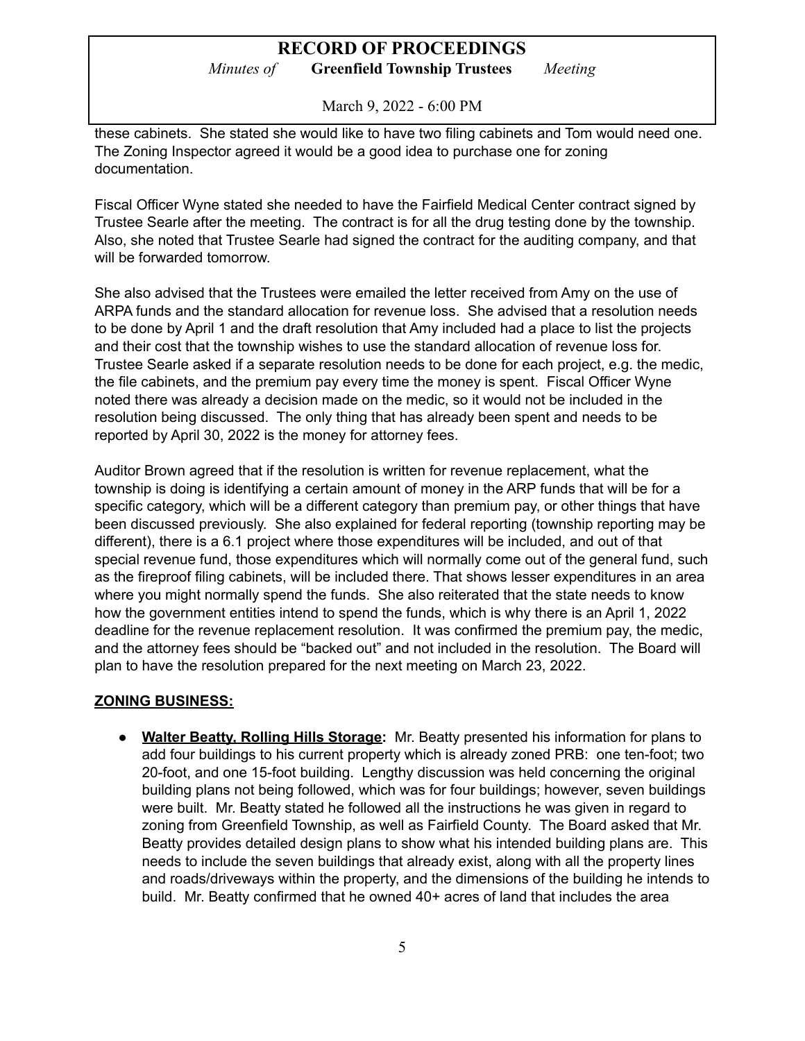these cabinets. She stated she would like to have two filing cabinets and Tom would need one. The Zoning Inspector agreed it would be a good idea to purchase one for zoning documentation.

Fiscal Officer Wyne stated she needed to have the Fairfield Medical Center contract signed by Trustee Searle after the meeting. The contract is for all the drug testing done by the township. Also, she noted that Trustee Searle had signed the contract for the auditing company, and that will be forwarded tomorrow.

She also advised that the Trustees were emailed the letter received from Amy on the use of ARPA funds and the standard allocation for revenue loss. She advised that a resolution needs to be done by April 1 and the draft resolution that Amy included had a place to list the projects and their cost that the township wishes to use the standard allocation of revenue loss for. Trustee Searle asked if a separate resolution needs to be done for each project, e.g. the medic, the file cabinets, and the premium pay every time the money is spent. Fiscal Officer Wyne noted there was already a decision made on the medic, so it would not be included in the resolution being discussed. The only thing that has already been spent and needs to be reported by April 30, 2022 is the money for attorney fees.

Auditor Brown agreed that if the resolution is written for revenue replacement, what the township is doing is identifying a certain amount of money in the ARP funds that will be for a specific category, which will be a different category than premium pay, or other things that have been discussed previously. She also explained for federal reporting (township reporting may be different), there is a 6.1 project where those expenditures will be included, and out of that special revenue fund, those expenditures which will normally come out of the general fund, such as the fireproof filing cabinets, will be included there. That shows lesser expenditures in an area where you might normally spend the funds. She also reiterated that the state needs to know how the government entities intend to spend the funds, which is why there is an April 1, 2022 deadline for the revenue replacement resolution. It was confirmed the premium pay, the medic, and the attorney fees should be "backed out" and not included in the resolution. The Board will plan to have the resolution prepared for the next meeting on March 23, 2022.

**ZONING BUSINESS:**

- **Walter Beatty, Rolling Hills Storage:** Mr. Beatty presented his information for plans to add four buildings to his current property which is already zoned PRB: one ten-foot; two 20-foot, and one 15-foot building. Lengthy discussion was held concerning the original building plans not being followed, which was for four buildings; however, seven buildings were built. Mr. Beatty stated he followed all the instructions he was given in regard to zoning from Greenfield Township, as well as Fairfield County. The Board asked that Mr. Beatty provides detailed design plans to show what his intended building plans are. This needs to include the seven buildings that already exist, along with all the property lines and roads/driveways within the property, and the dimensions of the building he intends to build. Mr. Beatty confirmed that he owned 40+ acres of land that includes the area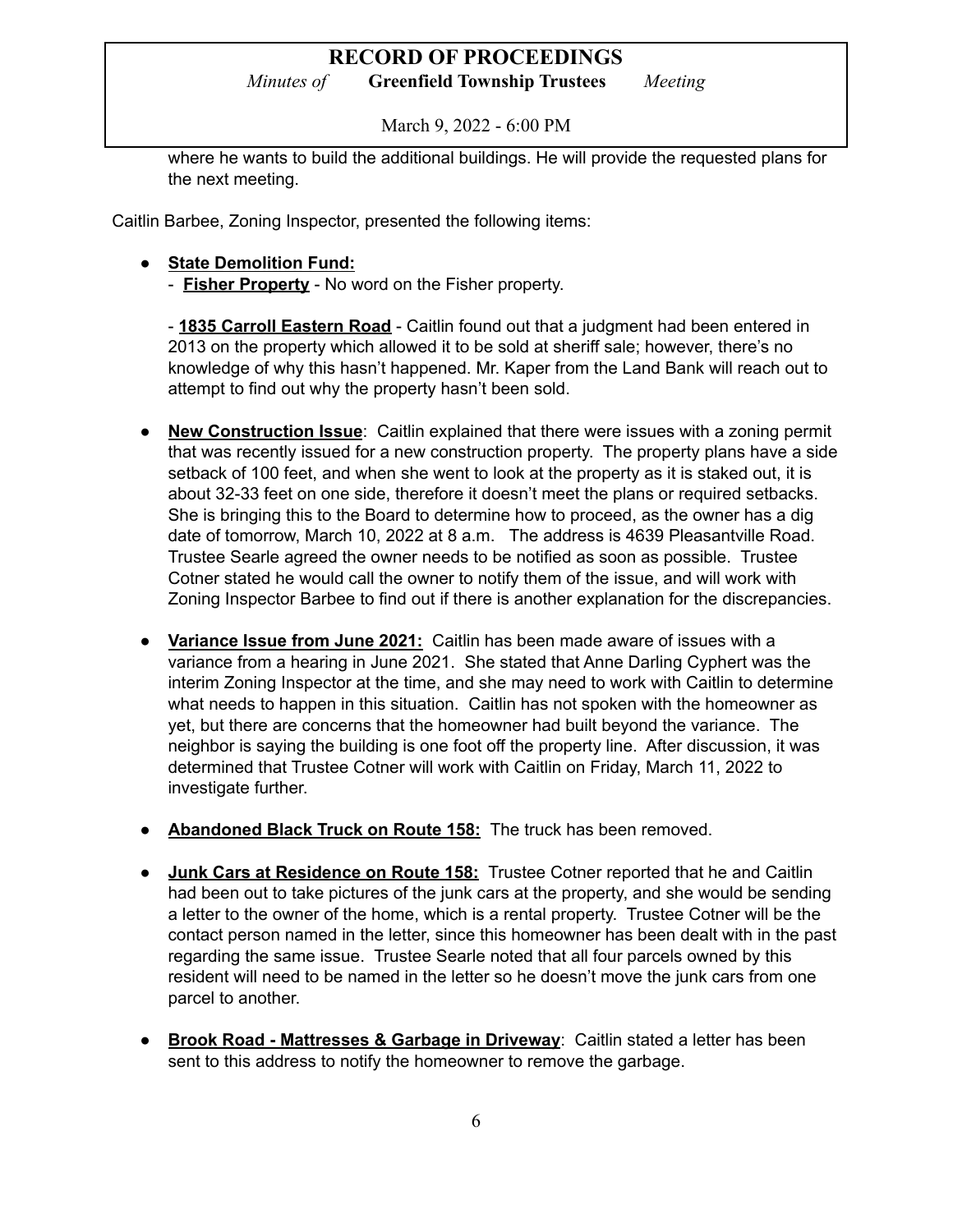where he wants to build the additional buildings. He will provide the requested plans for the next meeting.

Caitlin Barbee, Zoning Inspector, presented the following items:

- **State Demolition Fund:**
  - **Fisher Property** - No word on the Fisher property.

  - **1835 Carroll Eastern Road** - Caitlin found out that a judgment had been entered in 2013 on the property which allowed it to be sold at sheriff sale; however, there's no knowledge of why this hasn't happened. Mr. Kaper from the Land Bank will reach out to attempt to find out why the property hasn't been sold.

- **New Construction Issue**: Caitlin explained that there were issues with a zoning permit that was recently issued for a new construction property. The property plans have a side setback of 100 feet, and when she went to look at the property as it is staked out, it is about 32-33 feet on one side, therefore it doesn't meet the plans or required setbacks. She is bringing this to the Board to determine how to proceed, as the owner has a dig date of tomorrow, March 10, 2022 at 8 a.m. The address is 4639 Pleasantville Road. Trustee Searle agreed the owner needs to be notified as soon as possible. Trustee Cotner stated he would call the owner to notify them of the issue, and will work with Zoning Inspector Barbee to find out if there is another explanation for the discrepancies.

- **Variance Issue from June 2021:** Caitlin has been made aware of issues with a variance from a hearing in June 2021. She stated that Anne Darling Cyphert was the interim Zoning Inspector at the time, and she may need to work with Caitlin to determine what needs to happen in this situation. Caitlin has not spoken with the homeowner as yet, but there are concerns that the homeowner had built beyond the variance. The neighbor is saying the building is one foot off the property line. After discussion, it was determined that Trustee Cotner will work with Caitlin on Friday, March 11, 2022 to investigate further.

- **Abandoned Black Truck on Route 158:** The truck has been removed.

- **Junk Cars at Residence on Route 158:** Trustee Cotner reported that he and Caitlin had been out to take pictures of the junk cars at the property, and she would be sending a letter to the owner of the home, which is a rental property. Trustee Cotner will be the contact person named in the letter, since this homeowner has been dealt with in the past regarding the same issue. Trustee Searle noted that all four parcels owned by this resident will need to be named in the letter so he doesn't move the junk cars from one parcel to another.

- **Brook Road - Mattresses & Garbage in Driveway**: Caitlin stated a letter has been sent to this address to notify the homeowner to remove the garbage.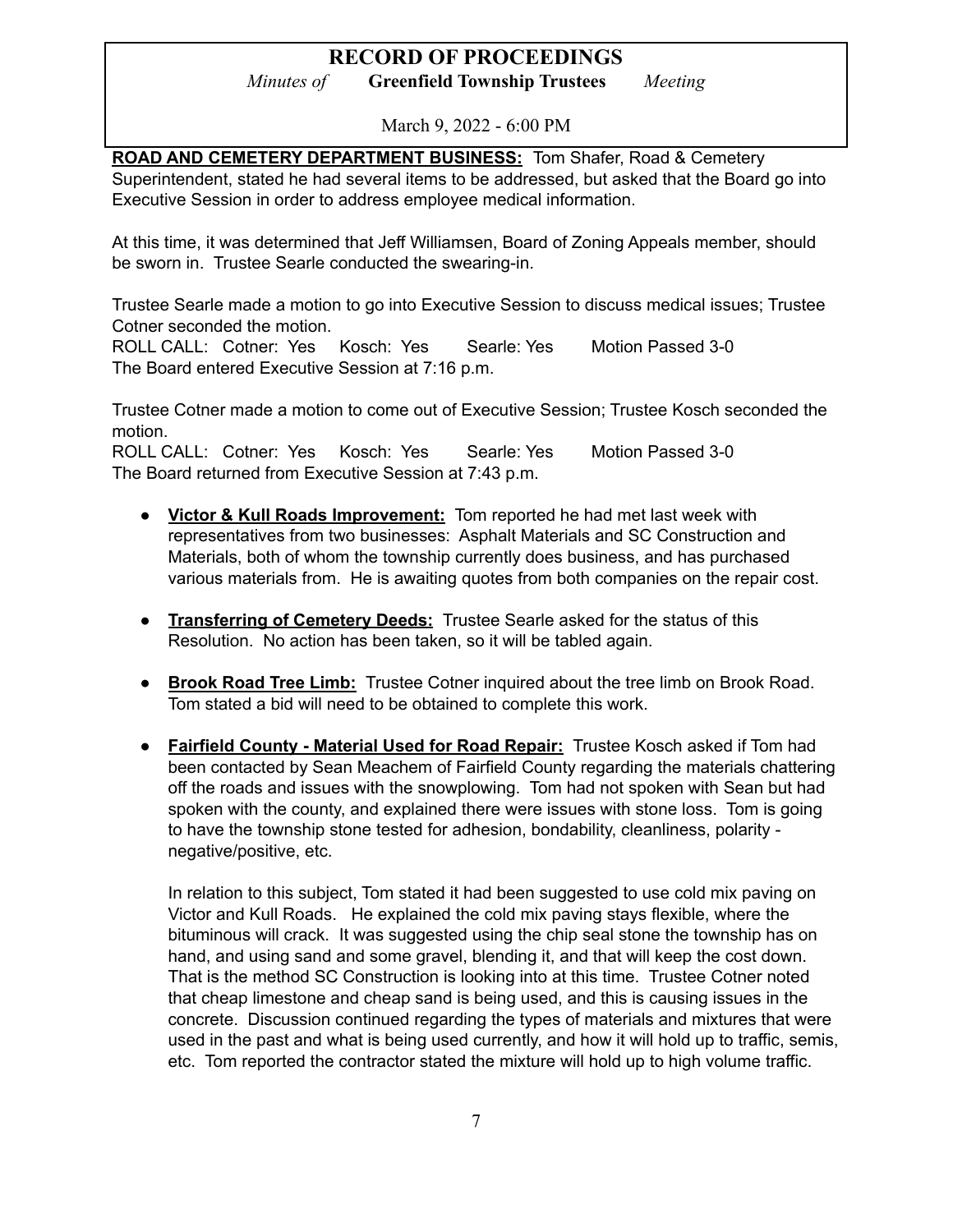**ROAD AND CEMETERY DEPARTMENT BUSINESS:** Tom Shafer, Road & Cemetery Superintendent, stated he had several items to be addressed, but asked that the Board go into Executive Session in order to address employee medical information.

At this time, it was determined that Jeff Williamsen, Board of Zoning Appeals member, should be sworn in. Trustee Searle conducted the swearing-in.

Trustee Searle made a motion to go into Executive Session to discuss medical issues; Trustee Cotner seconded the motion.
ROLL CALL: Cotner: Yes Kosch: Yes Searle: Yes Motion Passed 3-0
The Board entered Executive Session at 7:16 p.m.

Trustee Cotner made a motion to come out of Executive Session; Trustee Kosch seconded the motion.
ROLL CALL: Cotner: Yes Kosch: Yes Searle: Yes Motion Passed 3-0
The Board returned from Executive Session at 7:43 p.m.

- **Victor & Kull Roads Improvement:** Tom reported he had met last week with representatives from two businesses: Asphalt Materials and SC Construction and Materials, both of whom the township currently does business, and has purchased various materials from. He is awaiting quotes from both companies on the repair cost.

- **Transferring of Cemetery Deeds:** Trustee Searle asked for the status of this Resolution. No action has been taken, so it will be tabled again.

- **Brook Road Tree Limb:** Trustee Cotner inquired about the tree limb on Brook Road. Tom stated a bid will need to be obtained to complete this work.

- **Fairfield County - Material Used for Road Repair:** Trustee Kosch asked if Tom had been contacted by Sean Meachem of Fairfield County regarding the materials chattering off the roads and issues with the snowplowing. Tom had not spoken with Sean but had spoken with the county, and explained there were issues with stone loss. Tom is going to have the township stone tested for adhesion, bondability, cleanliness, polarity - negative/positive, etc.

  In relation to this subject, Tom stated it had been suggested to use cold mix paving on Victor and Kull Roads. He explained the cold mix paving stays flexible, where the bituminous will crack. It was suggested using the chip seal stone the township has on hand, and using sand and some gravel, blending it, and that will keep the cost down. That is the method SC Construction is looking into at this time. Trustee Cotner noted that cheap limestone and cheap sand is being used, and this is causing issues in the concrete. Discussion continued regarding the types of materials and mixtures that were used in the past and what is being used currently, and how it will hold up to traffic, semis, etc. Tom reported the contractor stated the mixture will hold up to high volume traffic.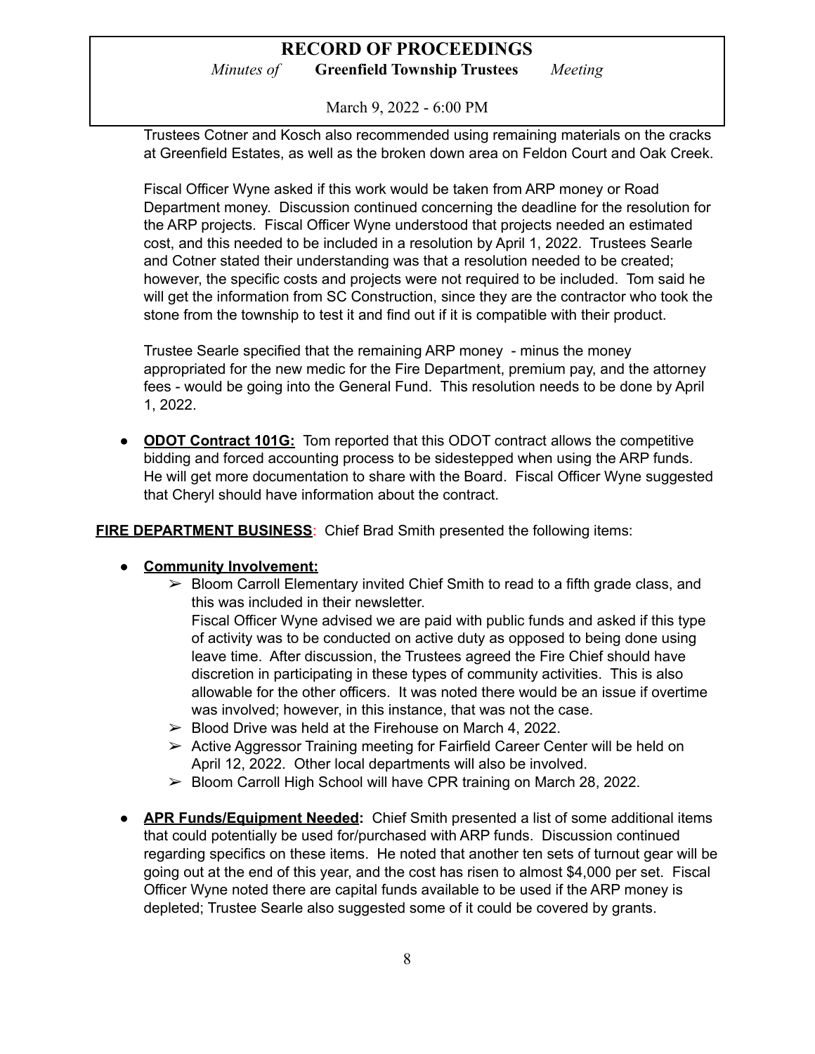Trustees Cotner and Kosch also recommended using remaining materials on the cracks at Greenfield Estates, as well as the broken down area on Feldon Court and Oak Creek.

Fiscal Officer Wyne asked if this work would be taken from ARP money or Road Department money. Discussion continued concerning the deadline for the resolution for the ARP projects. Fiscal Officer Wyne understood that projects needed an estimated cost, and this needed to be included in a resolution by April 1, 2022. Trustees Searle and Cotner stated their understanding was that a resolution needed to be created; however, the specific costs and projects were not required to be included. Tom said he will get the information from SC Construction, since they are the contractor who took the stone from the township to test it and find out if it is compatible with their product.

Trustee Searle specified that the remaining ARP money - minus the money appropriated for the new medic for the Fire Department, premium pay, and the attorney fees - would be going into the General Fund. This resolution needs to be done by April 1, 2022.

- **ODOT Contract 101G:** Tom reported that this ODOT contract allows the competitive bidding and forced accounting process to be sidestepped when using the ARP funds. He will get more documentation to share with the Board. Fiscal Officer Wyne suggested that Cheryl should have information about the contract.

**FIRE DEPARTMENT BUSINESS**: Chief Brad Smith presented the following items:

- **Community Involvement:**
  - Bloom Carroll Elementary invited Chief Smith to read to a fifth grade class, and this was included in their newsletter.
    Fiscal Officer Wyne advised we are paid with public funds and asked if this type of activity was to be conducted on active duty as opposed to being done using leave time. After discussion, the Trustees agreed the Fire Chief should have discretion in participating in these types of community activities. This is also allowable for the other officers. It was noted there would be an issue if overtime was involved; however, in this instance, that was not the case.
  - Blood Drive was held at the Firehouse on March 4, 2022.
  - Active Aggressor Training meeting for Fairfield Career Center will be held on April 12, 2022. Other local departments will also be involved.
  - Bloom Carroll High School will have CPR training on March 28, 2022.

- **APR Funds/Equipment Needed:** Chief Smith presented a list of some additional items that could potentially be used for/purchased with ARP funds. Discussion continued regarding specifics on these items. He noted that another ten sets of turnout gear will be going out at the end of this year, and the cost has risen to almost $4,000 per set. Fiscal Officer Wyne noted there are capital funds available to be used if the ARP money is depleted; Trustee Searle also suggested some of it could be covered by grants.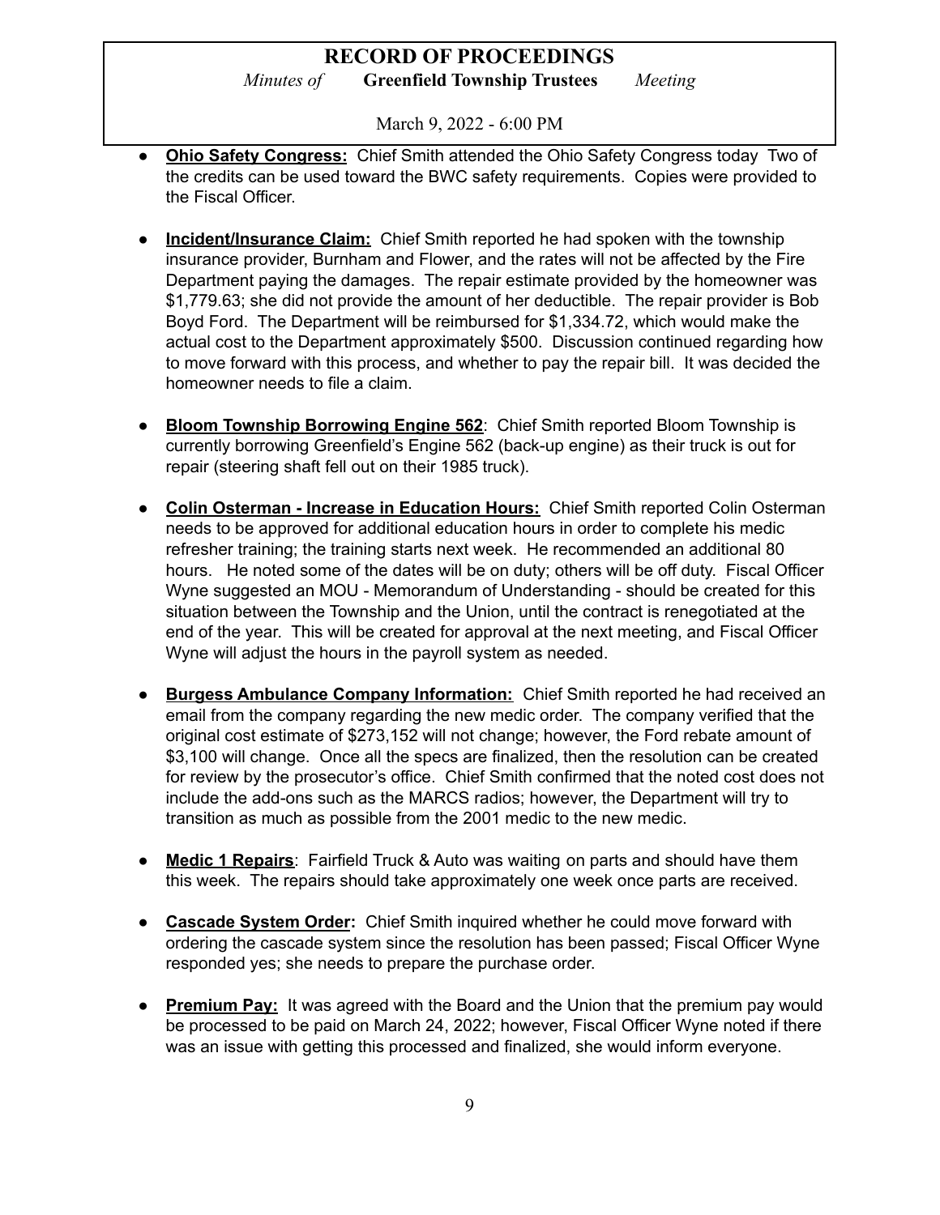- **Ohio Safety Congress:** Chief Smith attended the Ohio Safety Congress today Two of the credits can be used toward the BWC safety requirements. Copies were provided to the Fiscal Officer.

- **Incident/Insurance Claim:** Chief Smith reported he had spoken with the township insurance provider, Burnham and Flower, and the rates will not be affected by the Fire Department paying the damages. The repair estimate provided by the homeowner was $1,779.63; she did not provide the amount of her deductible. The repair provider is Bob Boyd Ford. The Department will be reimbursed for $1,334.72, which would make the actual cost to the Department approximately $500. Discussion continued regarding how to move forward with this process, and whether to pay the repair bill. It was decided the homeowner needs to file a claim.

- **Bloom Township Borrowing Engine 562**: Chief Smith reported Bloom Township is currently borrowing Greenfield's Engine 562 (back-up engine) as their truck is out for repair (steering shaft fell out on their 1985 truck).

- **Colin Osterman - Increase in Education Hours:** Chief Smith reported Colin Osterman needs to be approved for additional education hours in order to complete his medic refresher training; the training starts next week. He recommended an additional 80 hours. He noted some of the dates will be on duty; others will be off duty. Fiscal Officer Wyne suggested an MOU - Memorandum of Understanding - should be created for this situation between the Township and the Union, until the contract is renegotiated at the end of the year. This will be created for approval at the next meeting, and Fiscal Officer Wyne will adjust the hours in the payroll system as needed.

- **Burgess Ambulance Company Information:** Chief Smith reported he had received an email from the company regarding the new medic order. The company verified that the original cost estimate of $273,152 will not change; however, the Ford rebate amount of $3,100 will change. Once all the specs are finalized, then the resolution can be created for review by the prosecutor's office. Chief Smith confirmed that the noted cost does not include the add-ons such as the MARCS radios; however, the Department will try to transition as much as possible from the 2001 medic to the new medic.

- **Medic 1 Repairs**: Fairfield Truck & Auto was waiting on parts and should have them this week. The repairs should take approximately one week once parts are received.

- **Cascade System Order:** Chief Smith inquired whether he could move forward with ordering the cascade system since the resolution has been passed; Fiscal Officer Wyne responded yes; she needs to prepare the purchase order.

- **Premium Pay:** It was agreed with the Board and the Union that the premium pay would be processed to be paid on March 24, 2022; however, Fiscal Officer Wyne noted if there was an issue with getting this processed and finalized, she would inform everyone.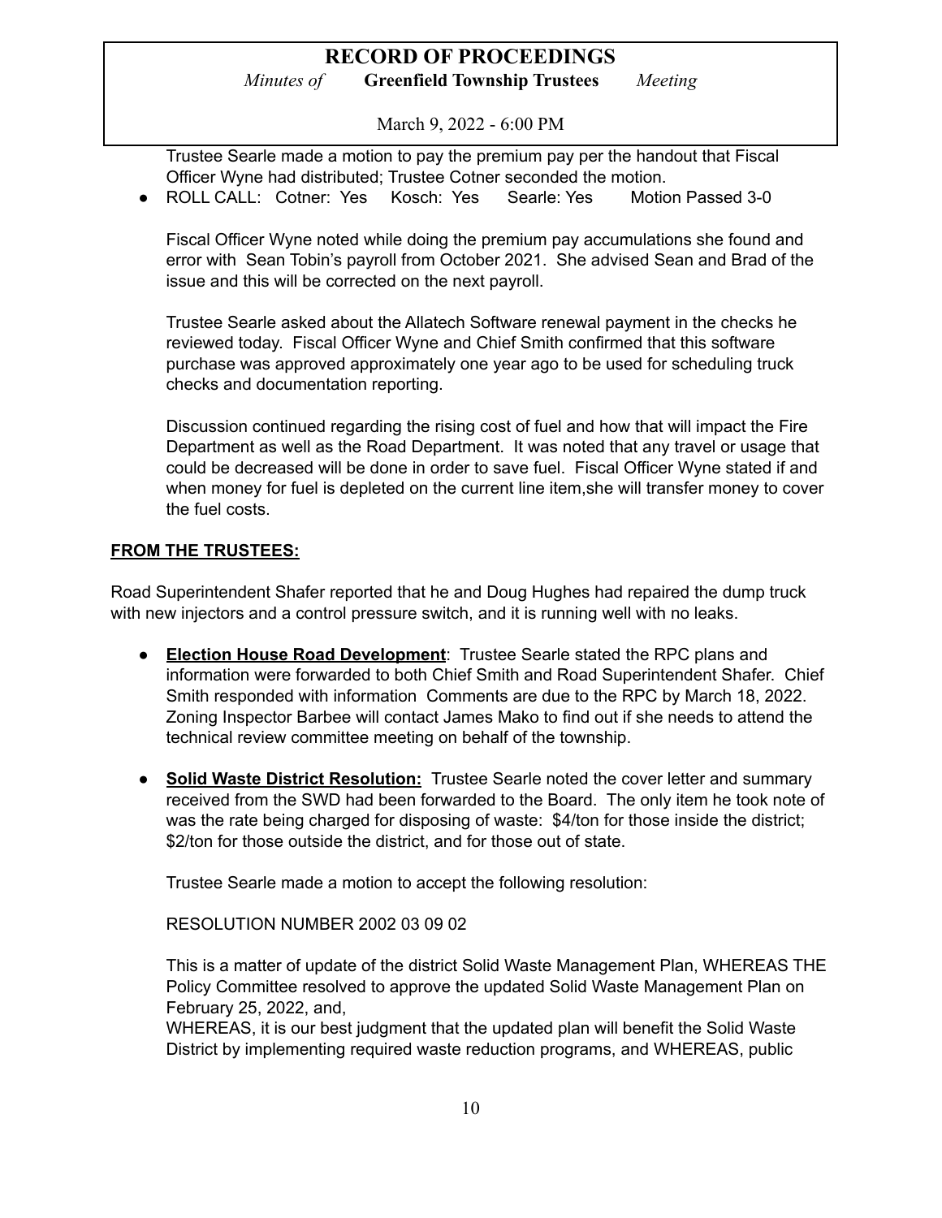Trustee Searle made a motion to pay the premium pay per the handout that Fiscal Officer Wyne had distributed; Trustee Cotner seconded the motion.

- ROLL CALL: Cotner: Yes Kosch: Yes Searle: Yes Motion Passed 3-0

Fiscal Officer Wyne noted while doing the premium pay accumulations she found and error with Sean Tobin's payroll from October 2021. She advised Sean and Brad of the issue and this will be corrected on the next payroll.

Trustee Searle asked about the Allatech Software renewal payment in the checks he reviewed today. Fiscal Officer Wyne and Chief Smith confirmed that this software purchase was approved approximately one year ago to be used for scheduling truck checks and documentation reporting.

Discussion continued regarding the rising cost of fuel and how that will impact the Fire Department as well as the Road Department. It was noted that any travel or usage that could be decreased will be done in order to save fuel. Fiscal Officer Wyne stated if and when money for fuel is depleted on the current line item,she will transfer money to cover the fuel costs.

**FROM THE TRUSTEES:**

Road Superintendent Shafer reported that he and Doug Hughes had repaired the dump truck with new injectors and a control pressure switch, and it is running well with no leaks.

- **Election House Road Development**: Trustee Searle stated the RPC plans and information were forwarded to both Chief Smith and Road Superintendent Shafer. Chief Smith responded with information Comments are due to the RPC by March 18, 2022. Zoning Inspector Barbee will contact James Mako to find out if she needs to attend the technical review committee meeting on behalf of the township.

- **Solid Waste District Resolution:** Trustee Searle noted the cover letter and summary received from the SWD had been forwarded to the Board. The only item he took note of was the rate being charged for disposing of waste: $4/ton for those inside the district; $2/ton for those outside the district, and for those out of state.

  Trustee Searle made a motion to accept the following resolution:

  RESOLUTION NUMBER 2002 03 09 02

  This is a matter of update of the district Solid Waste Management Plan, WHEREAS THE Policy Committee resolved to approve the updated Solid Waste Management Plan on February 25, 2022, and,

  WHEREAS, it is our best judgment that the updated plan will benefit the Solid Waste District by implementing required waste reduction programs, and WHEREAS, public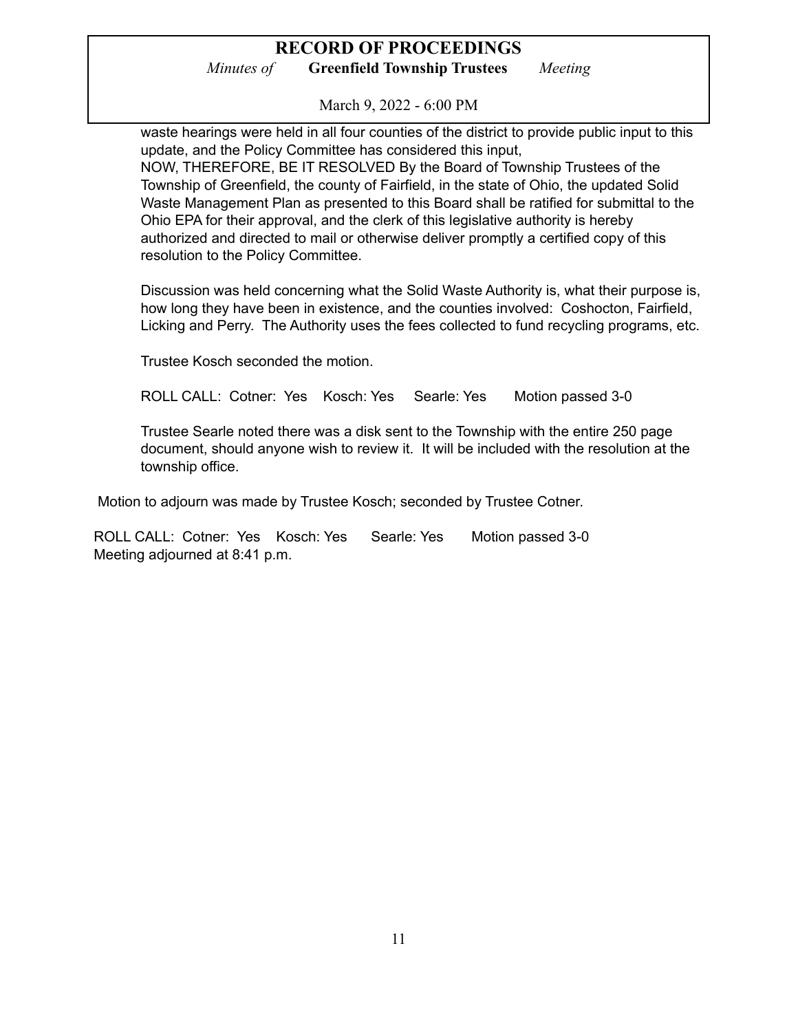waste hearings were held in all four counties of the district to provide public input to this update, and the Policy Committee has considered this input,

NOW, THEREFORE, BE IT RESOLVED By the Board of Township Trustees of the Township of Greenfield, the county of Fairfield, in the state of Ohio, the updated Solid Waste Management Plan as presented to this Board shall be ratified for submittal to the Ohio EPA for their approval, and the clerk of this legislative authority is hereby authorized and directed to mail or otherwise deliver promptly a certified copy of this resolution to the Policy Committee.

Discussion was held concerning what the Solid Waste Authority is, what their purpose is, how long they have been in existence, and the counties involved: Coshocton, Fairfield, Licking and Perry. The Authority uses the fees collected to fund recycling programs, etc.

Trustee Kosch seconded the motion.

ROLL CALL: Cotner: Yes Kosch: Yes Searle: Yes Motion passed 3-0

Trustee Searle noted there was a disk sent to the Township with the entire 250 page document, should anyone wish to review it. It will be included with the resolution at the township office.

Motion to adjourn was made by Trustee Kosch; seconded by Trustee Cotner.

ROLL CALL: Cotner: Yes Kosch: Yes Searle: Yes Motion passed 3-0

Meeting adjourned at 8:41 p.m.